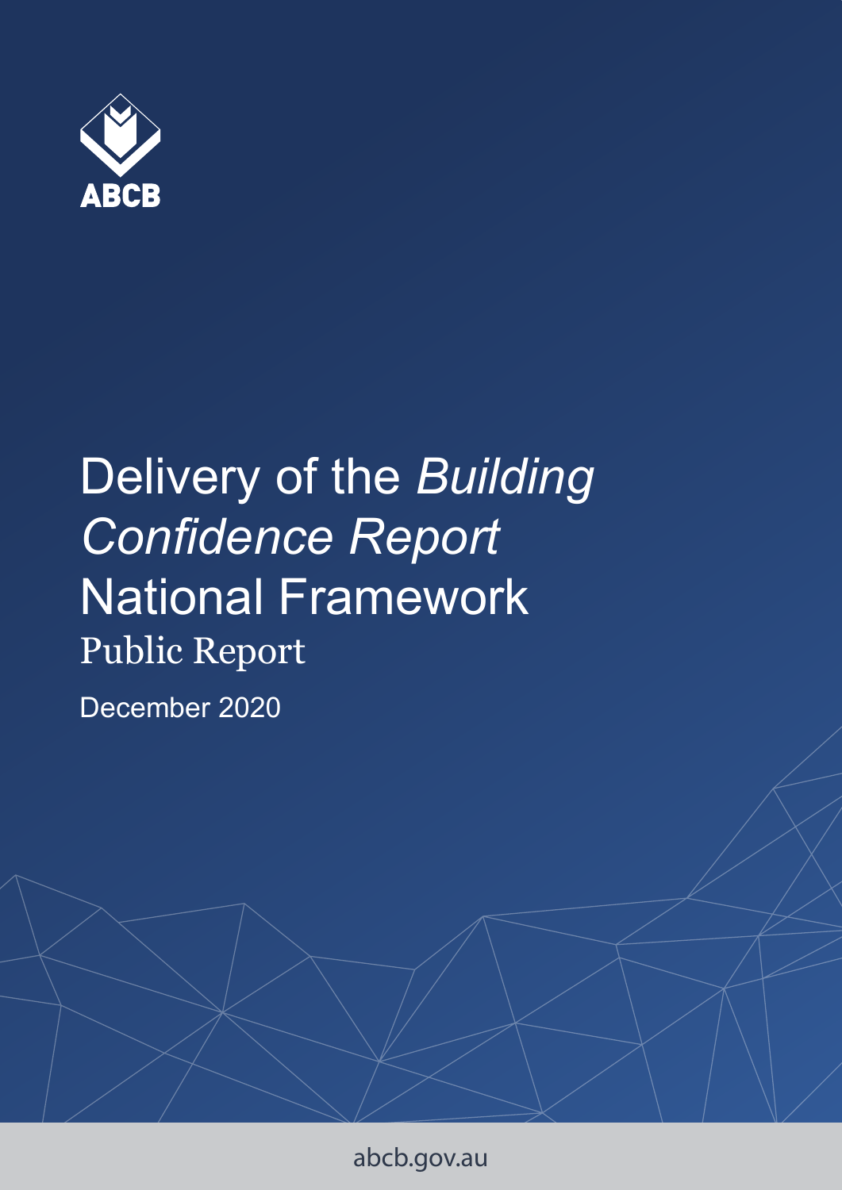ABCB

# Delivery of the *Building Confidence Report* National Framework

## Public Report

December 2020

abcb.gov.au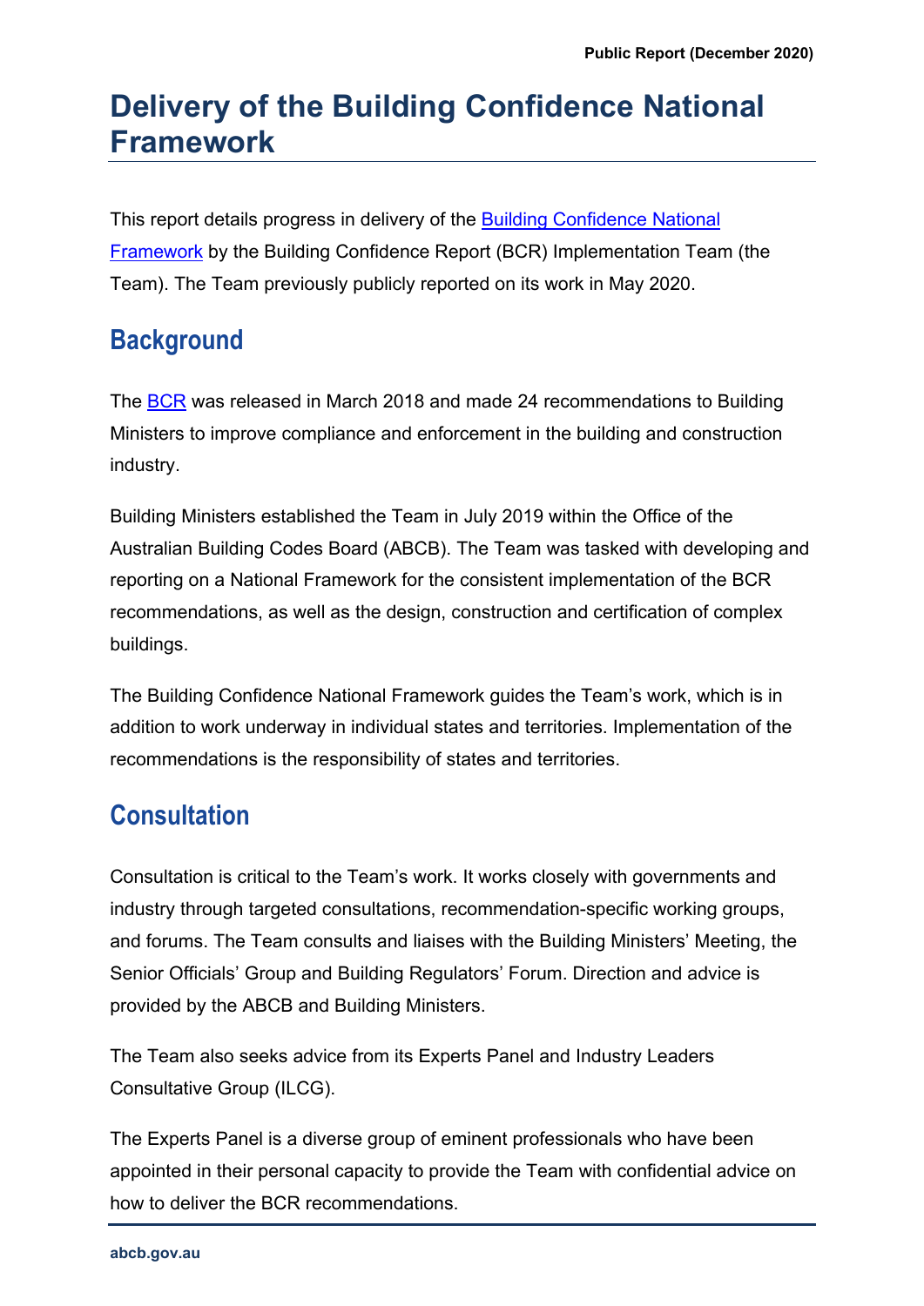# Delivery of the Building Confidence National Framework

This report details progress in delivery of the [Building Confidence National Framework](#) by the Building Confidence Report (BCR) Implementation Team (the Team). The Team previously publicly reported on its work in May 2020.

## Background

The [BCR](#) was released in March 2018 and made 24 recommendations to Building Ministers to improve compliance and enforcement in the building and construction industry.

Building Ministers established the Team in July 2019 within the Office of the Australian Building Codes Board (ABCB). The Team was tasked with developing and reporting on a National Framework for the consistent implementation of the BCR recommendations, as well as the design, construction and certification of complex buildings.

The Building Confidence National Framework guides the Team's work, which is in addition to work underway in individual states and territories. Implementation of the recommendations is the responsibility of states and territories.

## Consultation

Consultation is critical to the Team's work. It works closely with governments and industry through targeted consultations, recommendation-specific working groups, and forums. The Team consults and liaises with the Building Ministers' Meeting, the Senior Officials' Group and Building Regulators' Forum. Direction and advice is provided by the ABCB and Building Ministers.

The Team also seeks advice from its Experts Panel and Industry Leaders Consultative Group (ILCG).

The Experts Panel is a diverse group of eminent professionals who have been appointed in their personal capacity to provide the Team with confidential advice on how to deliver the BCR recommendations.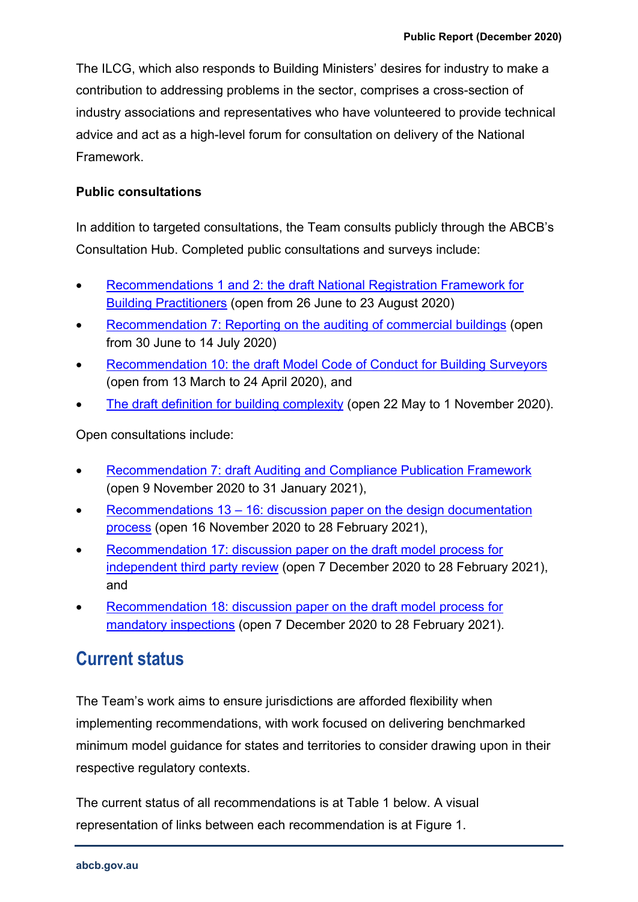The ILCG, which also responds to Building Ministers' desires for industry to make a contribution to addressing problems in the sector, comprises a cross-section of industry associations and representatives who have volunteered to provide technical advice and act as a high-level forum for consultation on delivery of the National Framework.

**Public consultations**

In addition to targeted consultations, the Team consults publicly through the ABCB's Consultation Hub. Completed public consultations and surveys include:

- Recommendations 1 and 2: the draft National Registration Framework for Building Practitioners (open from 26 June to 23 August 2020)
- Recommendation 7: Reporting on the auditing of commercial buildings (open from 30 June to 14 July 2020)
- Recommendation 10: the draft Model Code of Conduct for Building Surveyors (open from 13 March to 24 April 2020), and
- The draft definition for building complexity (open 22 May to 1 November 2020).

Open consultations include:

- Recommendation 7: draft Auditing and Compliance Publication Framework (open 9 November 2020 to 31 January 2021),
- Recommendations 13 – 16: discussion paper on the design documentation process (open 16 November 2020 to 28 February 2021),
- Recommendation 17: discussion paper on the draft model process for independent third party review (open 7 December 2020 to 28 February 2021), and
- Recommendation 18: discussion paper on the draft model process for mandatory inspections (open 7 December 2020 to 28 February 2021).

## Current status

The Team's work aims to ensure jurisdictions are afforded flexibility when implementing recommendations, with work focused on delivering benchmarked minimum model guidance for states and territories to consider drawing upon in their respective regulatory contexts.

The current status of all recommendations is at Table 1 below. A visual representation of links between each recommendation is at Figure 1.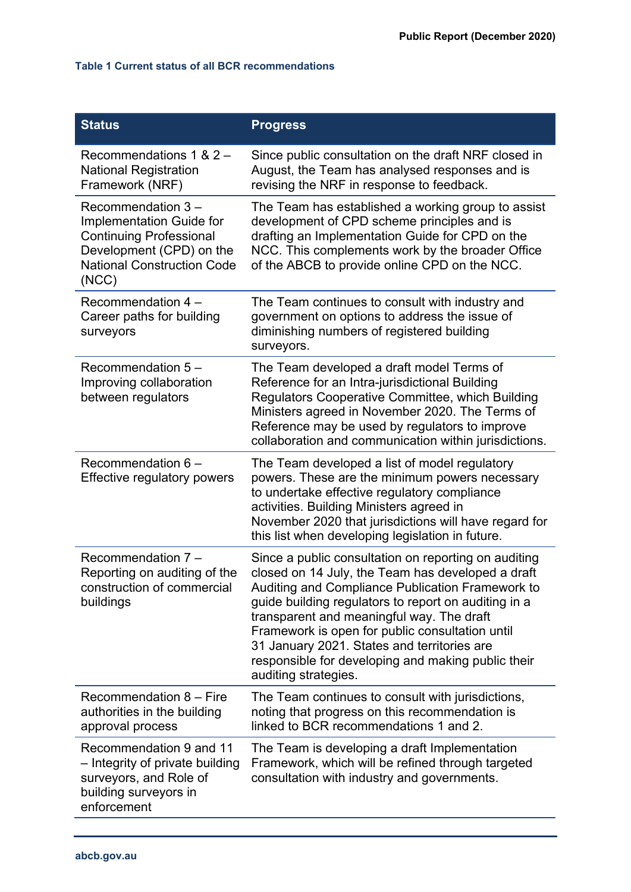**Table 1 Current status of all BCR recommendations**

| Status | Progress |
|---|---|
| Recommendations 1 & 2 – National Registration Framework (NRF) | Since public consultation on the draft NRF closed in August, the Team has analysed responses and is revising the NRF in response to feedback. |
| Recommendation 3 – Implementation Guide for Continuing Professional Development (CPD) on the National Construction Code (NCC) | The Team has established a working group to assist development of CPD scheme principles and is drafting an Implementation Guide for CPD on the NCC. This complements work by the broader Office of the ABCB to provide online CPD on the NCC. |
| Recommendation 4 – Career paths for building surveyors | The Team continues to consult with industry and government on options to address the issue of diminishing numbers of registered building surveyors. |
| Recommendation 5 – Improving collaboration between regulators | The Team developed a draft model Terms of Reference for an Intra-jurisdictional Building Regulators Cooperative Committee, which Building Ministers agreed in November 2020. The Terms of Reference may be used by regulators to improve collaboration and communication within jurisdictions. |
| Recommendation 6 – Effective regulatory powers | The Team developed a list of model regulatory powers. These are the minimum powers necessary to undertake effective regulatory compliance activities. Building Ministers agreed in November 2020 that jurisdictions will have regard for this list when developing legislation in future. |
| Recommendation 7 – Reporting on auditing of the construction of commercial buildings | Since a public consultation on reporting on auditing closed on 14 July, the Team has developed a draft Auditing and Compliance Publication Framework to guide building regulators to report on auditing in a transparent and meaningful way. The draft Framework is open for public consultation until 31 January 2021. States and territories are responsible for developing and making public their auditing strategies. |
| Recommendation 8 – Fire authorities in the building approval process | The Team continues to consult with jurisdictions, noting that progress on this recommendation is linked to BCR recommendations 1 and 2. |
| Recommendation 9 and 11 – Integrity of private building surveyors, and Role of building surveyors in enforcement | The Team is developing a draft Implementation Framework, which will be refined through targeted consultation with industry and governments. |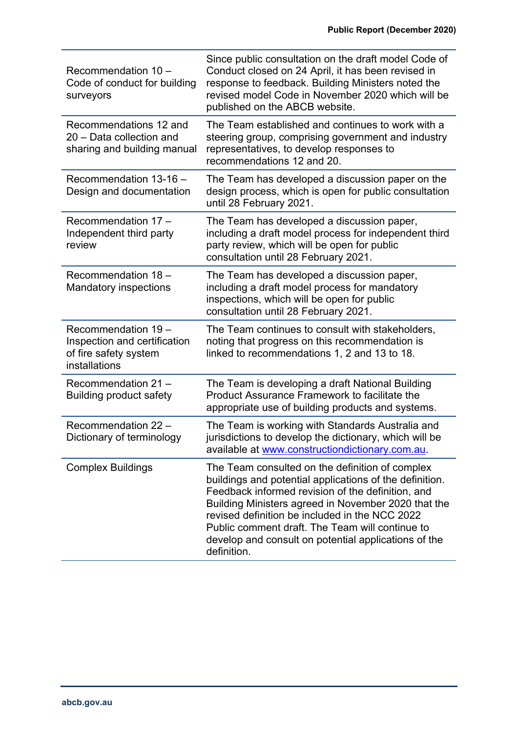| | |
|---|---|
| Recommendation 10 – Code of conduct for building surveyors | Since public consultation on the draft model Code of Conduct closed on 24 April, it has been revised in response to feedback. Building Ministers noted the revised model Code in November 2020 which will be published on the ABCB website. |
| Recommendations 12 and 20 – Data collection and sharing and building manual | The Team established and continues to work with a steering group, comprising government and industry representatives, to develop responses to recommendations 12 and 20. |
| Recommendation 13-16 – Design and documentation | The Team has developed a discussion paper on the design process, which is open for public consultation until 28 February 2021. |
| Recommendation 17 – Independent third party review | The Team has developed a discussion paper, including a draft model process for independent third party review, which will be open for public consultation until 28 February 2021. |
| Recommendation 18 – Mandatory inspections | The Team has developed a discussion paper, including a draft model process for mandatory inspections, which will be open for public consultation until 28 February 2021. |
| Recommendation 19 – Inspection and certification of fire safety system installations | The Team continues to consult with stakeholders, noting that progress on this recommendation is linked to recommendations 1, 2 and 13 to 18. |
| Recommendation 21 – Building product safety | The Team is developing a draft National Building Product Assurance Framework to facilitate the appropriate use of building products and systems. |
| Recommendation 22 – Dictionary of terminology | The Team is working with Standards Australia and jurisdictions to develop the dictionary, which will be available at [www.constructiondictionary.com.au](http://www.constructiondictionary.com.au). |
| Complex Buildings | The Team consulted on the definition of complex buildings and potential applications of the definition. Feedback informed revision of the definition, and Building Ministers agreed in November 2020 that the revised definition be included in the NCC 2022 Public comment draft. The Team will continue to develop and consult on potential applications of the definition. |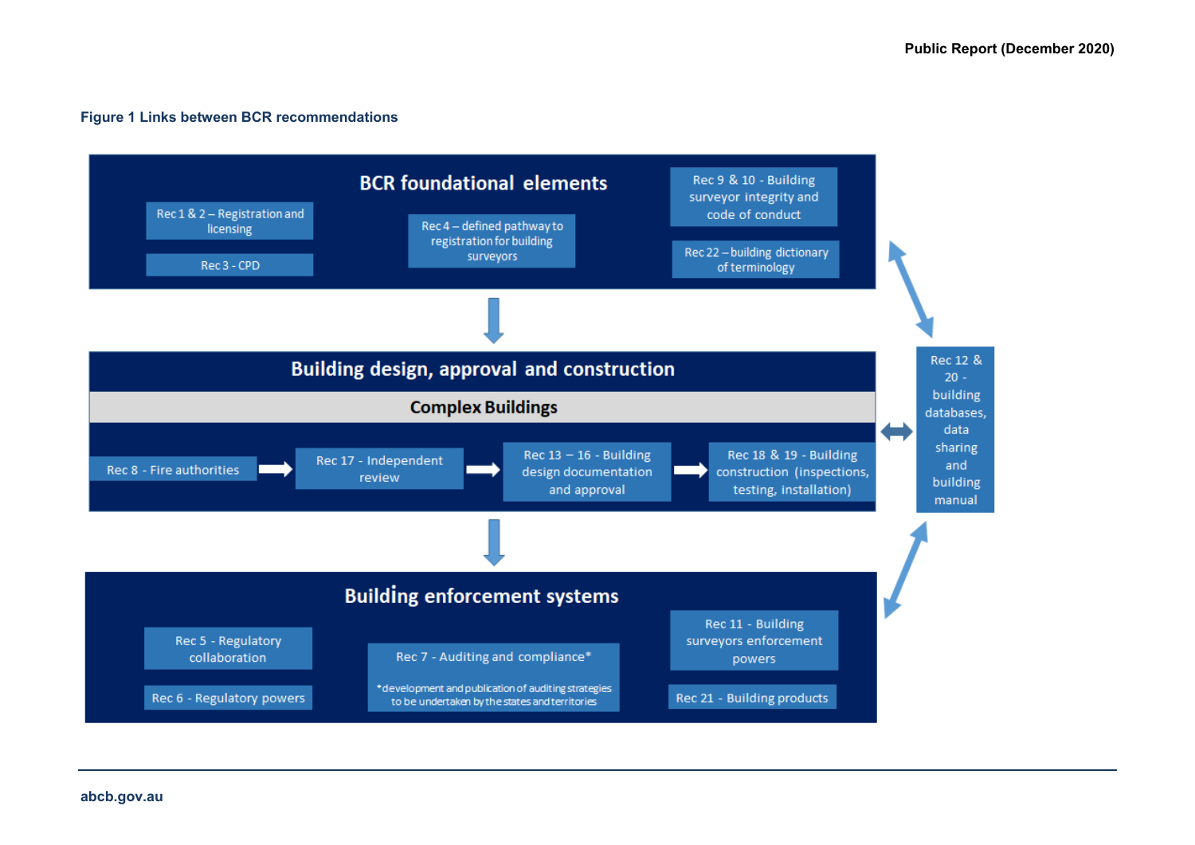**Figure 1 Links between BCR recommendations**

## BCR foundational elements

- Rec 1 & 2 – Registration and licensing
- Rec 3 - CPD
- Rec 4 – defined pathway to registration for building surveyors
- Rec 9 & 10 - Building surveyor integrity and code of conduct
- Rec 22 – building dictionary of terminology

## Building design, approval and construction

### Complex Buildings

Rec 8 - Fire authorities → Rec 17 - Independent review → Rec 13 – 16 - Building design documentation and approval → Rec 18 & 19 - Building construction (inspections, testing, installation)

## Building enforcement systems

- Rec 5 - Regulatory collaboration
- Rec 6 - Regulatory powers
- Rec 7 - Auditing and compliance*
  - *development and publication of auditing strategies to be undertaken by the states and territories
- Rec 11 - Building surveyors enforcement powers
- Rec 21 - Building products

Rec 12 & 20 - building databases, data sharing and building manual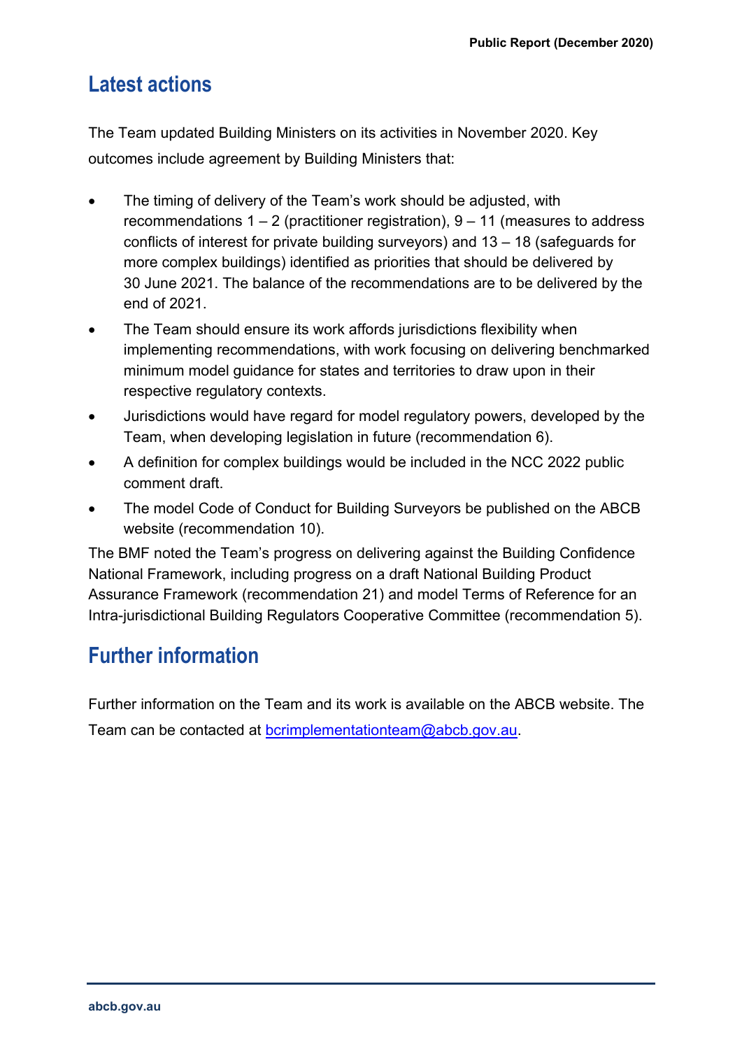## Latest actions

The Team updated Building Ministers on its activities in November 2020. Key outcomes include agreement by Building Ministers that:

- The timing of delivery of the Team's work should be adjusted, with recommendations 1 – 2 (practitioner registration), 9 – 11 (measures to address conflicts of interest for private building surveyors) and 13 – 18 (safeguards for more complex buildings) identified as priorities that should be delivered by 30 June 2021. The balance of the recommendations are to be delivered by the end of 2021.
- The Team should ensure its work affords jurisdictions flexibility when implementing recommendations, with work focusing on delivering benchmarked minimum model guidance for states and territories to draw upon in their respective regulatory contexts.
- Jurisdictions would have regard for model regulatory powers, developed by the Team, when developing legislation in future (recommendation 6).
- A definition for complex buildings would be included in the NCC 2022 public comment draft.
- The model Code of Conduct for Building Surveyors be published on the ABCB website (recommendation 10).

The BMF noted the Team's progress on delivering against the Building Confidence National Framework, including progress on a draft National Building Product Assurance Framework (recommendation 21) and model Terms of Reference for an Intra-jurisdictional Building Regulators Cooperative Committee (recommendation 5).

## Further information

Further information on the Team and its work is available on the ABCB website. The Team can be contacted at [bcrimplementationteam@abcb.gov.au](mailto:bcrimplementationteam@abcb.gov.au).